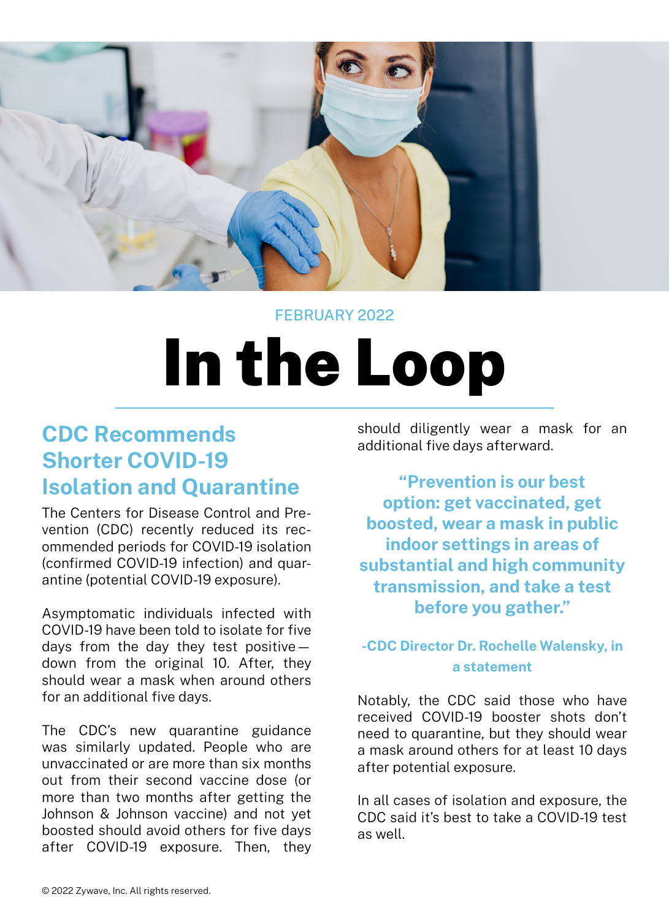FEBRUARY 2022

# In the Loop

## CDC Recommends Shorter COVID-19 Isolation and Quarantine

The Centers for Disease Control and Prevention (CDC) recently reduced its recommended periods for COVID-19 isolation (confirmed COVID-19 infection) and quarantine (potential COVID-19 exposure).

Asymptomatic individuals infected with COVID-19 have been told to isolate for five days from the day they test positive—down from the original 10. After, they should wear a mask when around others for an additional five days.

The CDC's new quarantine guidance was similarly updated. People who are unvaccinated or are more than six months out from their second vaccine dose (or more than two months after getting the Johnson & Johnson vaccine) and not yet boosted should avoid others for five days after COVID-19 exposure. Then, they should diligently wear a mask for an additional five days afterward.

> **"Prevention is our best option: get vaccinated, get boosted, wear a mask in public indoor settings in areas of substantial and high community transmission, and take a test before you gather."**
>
> **-CDC Director Dr. Rochelle Walensky, in a statement**

Notably, the CDC said those who have received COVID-19 booster shots don't need to quarantine, but they should wear a mask around others for at least 10 days after potential exposure.

In all cases of isolation and exposure, the CDC said it's best to take a COVID-19 test as well.

© 2022 Zywave, Inc. All rights reserved.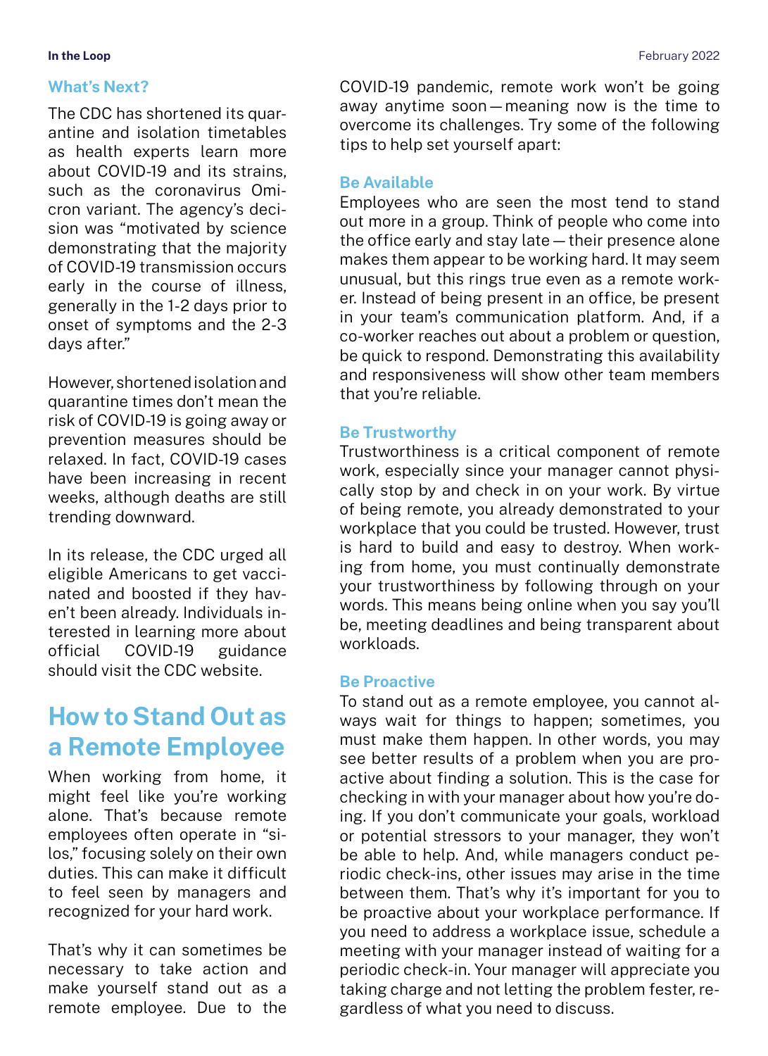### What's Next?

The CDC has shortened its quarantine and isolation timetables as health experts learn more about COVID-19 and its strains, such as the coronavirus Omicron variant. The agency's decision was "motivated by science demonstrating that the majority of COVID-19 transmission occurs early in the course of illness, generally in the 1-2 days prior to onset of symptoms and the 2-3 days after."

However, shortened isolation and quarantine times don't mean the risk of COVID-19 is going away or prevention measures should be relaxed. In fact, COVID-19 cases have been increasing in recent weeks, although deaths are still trending downward.

In its release, the CDC urged all eligible Americans to get vaccinated and boosted if they haven't been already. Individuals interested in learning more about official COVID-19 guidance should visit the CDC website.

## How to Stand Out as a Remote Employee

When working from home, it might feel like you're working alone. That's because remote employees often operate in "silos," focusing solely on their own duties. This can make it difficult to feel seen by managers and recognized for your hard work.

That's why it can sometimes be necessary to take action and make yourself stand out as a remote employee. Due to the COVID-19 pandemic, remote work won't be going away anytime soon—meaning now is the time to overcome its challenges. Try some of the following tips to help set yourself apart:

### Be Available

Employees who are seen the most tend to stand out more in a group. Think of people who come into the office early and stay late—their presence alone makes them appear to be working hard. It may seem unusual, but this rings true even as a remote worker. Instead of being present in an office, be present in your team's communication platform. And, if a co-worker reaches out about a problem or question, be quick to respond. Demonstrating this availability and responsiveness will show other team members that you're reliable.

### Be Trustworthy

Trustworthiness is a critical component of remote work, especially since your manager cannot physically stop by and check in on your work. By virtue of being remote, you already demonstrated to your workplace that you could be trusted. However, trust is hard to build and easy to destroy. When working from home, you must continually demonstrate your trustworthiness by following through on your words. This means being online when you say you'll be, meeting deadlines and being transparent about workloads.

### Be Proactive

To stand out as a remote employee, you cannot always wait for things to happen; sometimes, you must make them happen. In other words, you may see better results of a problem when you are proactive about finding a solution. This is the case for checking in with your manager about how you're doing. If you don't communicate your goals, workload or potential stressors to your manager, they won't be able to help. And, while managers conduct periodic check-ins, other issues may arise in the time between them. That's why it's important for you to be proactive about your workplace performance. If you need to address a workplace issue, schedule a meeting with your manager instead of waiting for a periodic check-in. Your manager will appreciate you taking charge and not letting the problem fester, regardless of what you need to discuss.